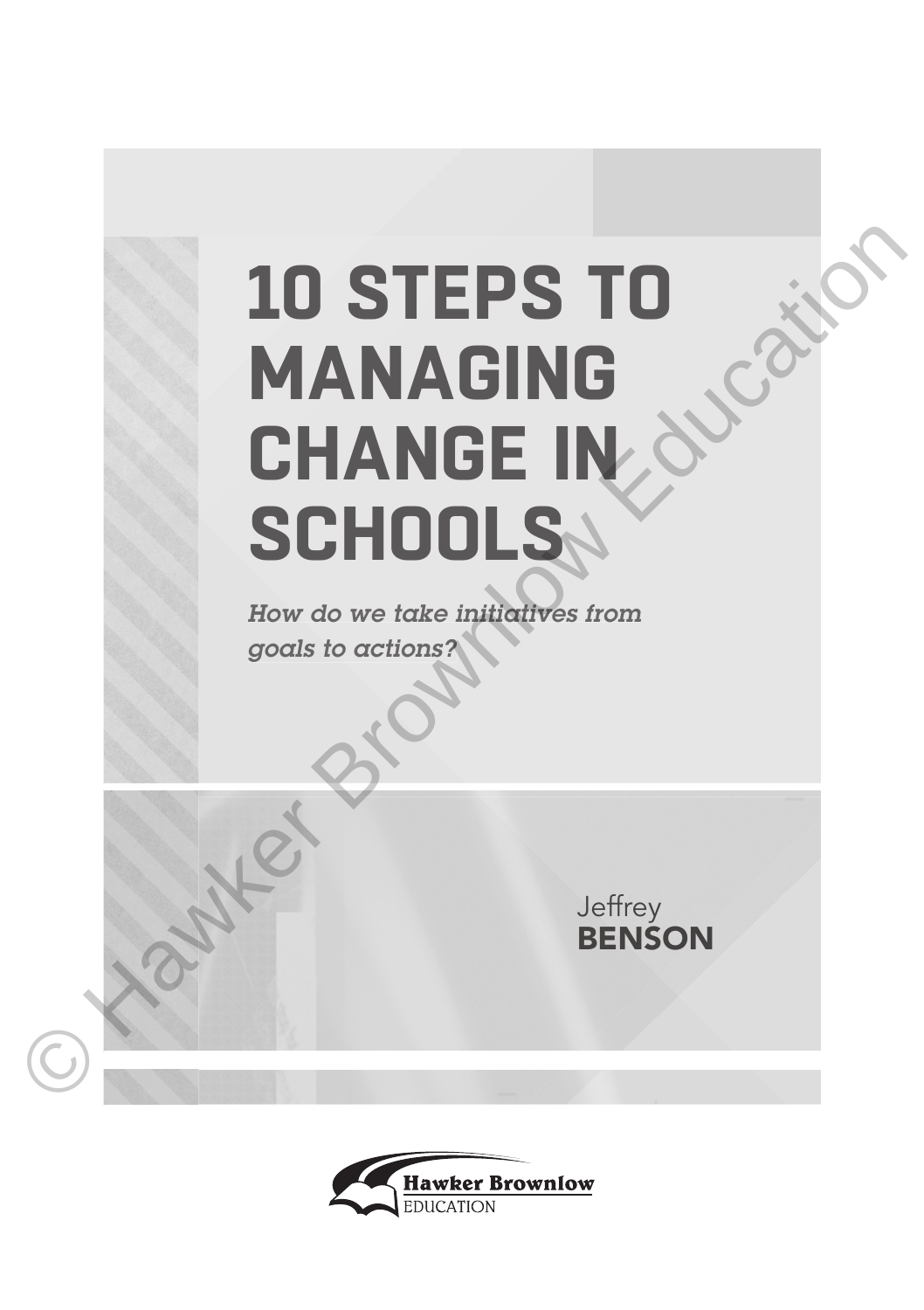# 10 STEPS TO MANAGING CHANGE IN SCHOOLS

*How do we take initiatives from goals to actions?*

Jeffrey
**BENSON**

Hawker Brownlow
EDUCATION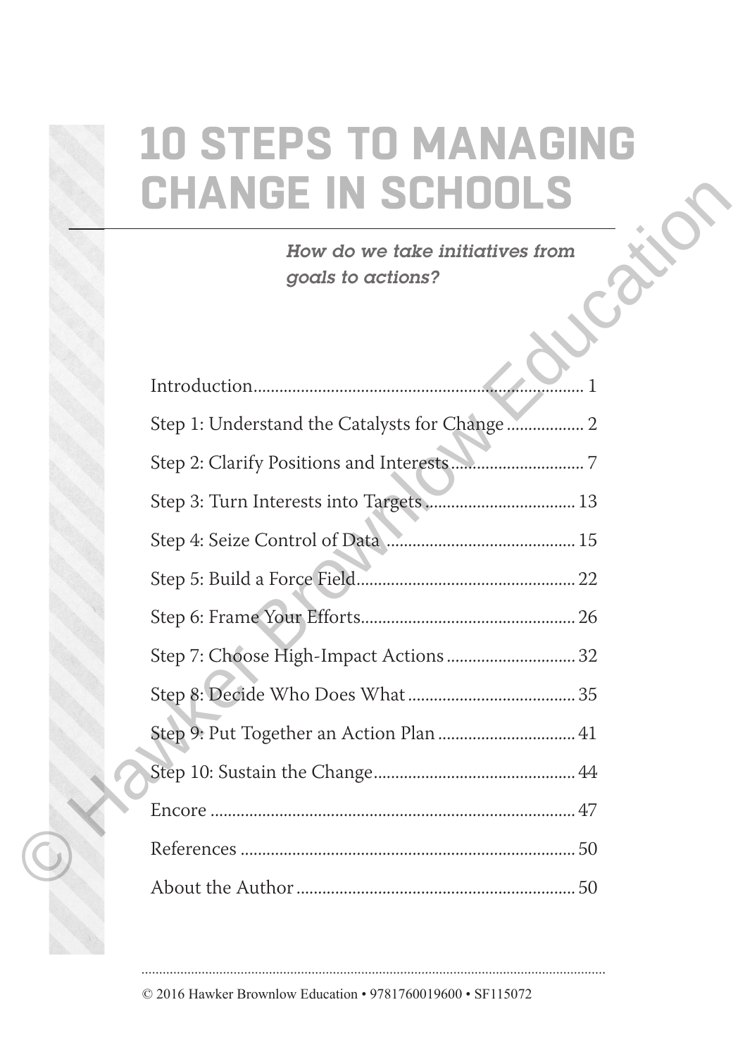# 10 STEPS TO MANAGING CHANGE IN SCHOOLS

***How do we take initiatives from goals to actions?***

Introduction .......... 1

Step 1: Understand the Catalysts for Change .......... 2

Step 2: Clarify Positions and Interests .......... 7

Step 3: Turn Interests into Targets .......... 13

Step 4: Seize Control of Data .......... 15

Step 5: Build a Force Field .......... 22

Step 6: Frame Your Efforts .......... 26

Step 7: Choose High-Impact Actions .......... 32

Step 8: Decide Who Does What .......... 35

Step 9: Put Together an Action Plan .......... 41

Step 10: Sustain the Change .......... 44

Encore .......... 47

References .......... 50

About the Author .......... 50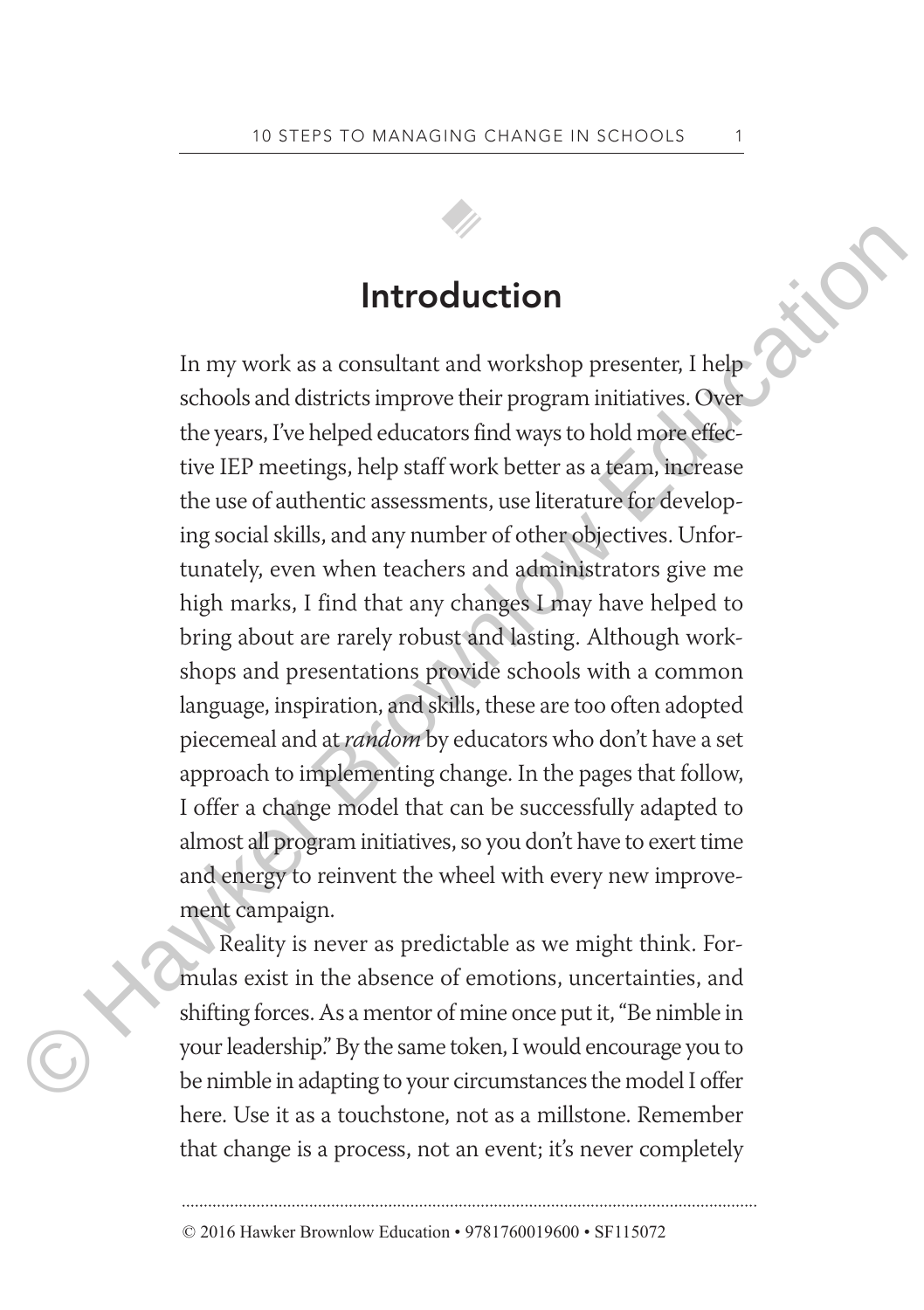## Introduction

In my work as a consultant and workshop presenter, I help schools and districts improve their program initiatives. Over the years, I've helped educators find ways to hold more effective IEP meetings, help staff work better as a team, increase the use of authentic assessments, use literature for developing social skills, and any number of other objectives. Unfortunately, even when teachers and administrators give me high marks, I find that any changes I may have helped to bring about are rarely robust and lasting. Although workshops and presentations provide schools with a common language, inspiration, and skills, these are too often adopted piecemeal and at *random* by educators who don't have a set approach to implementing change. In the pages that follow, I offer a change model that can be successfully adapted to almost all program initiatives, so you don't have to exert time and energy to reinvent the wheel with every new improvement campaign.

Reality is never as predictable as we might think. Formulas exist in the absence of emotions, uncertainties, and shifting forces. As a mentor of mine once put it, "Be nimble in your leadership." By the same token, I would encourage you to be nimble in adapting to your circumstances the model I offer here. Use it as a touchstone, not as a millstone. Remember that change is a process, not an event; it's never completely

© 2016 Hawker Brownlow Education • 9781760019600 • SF115072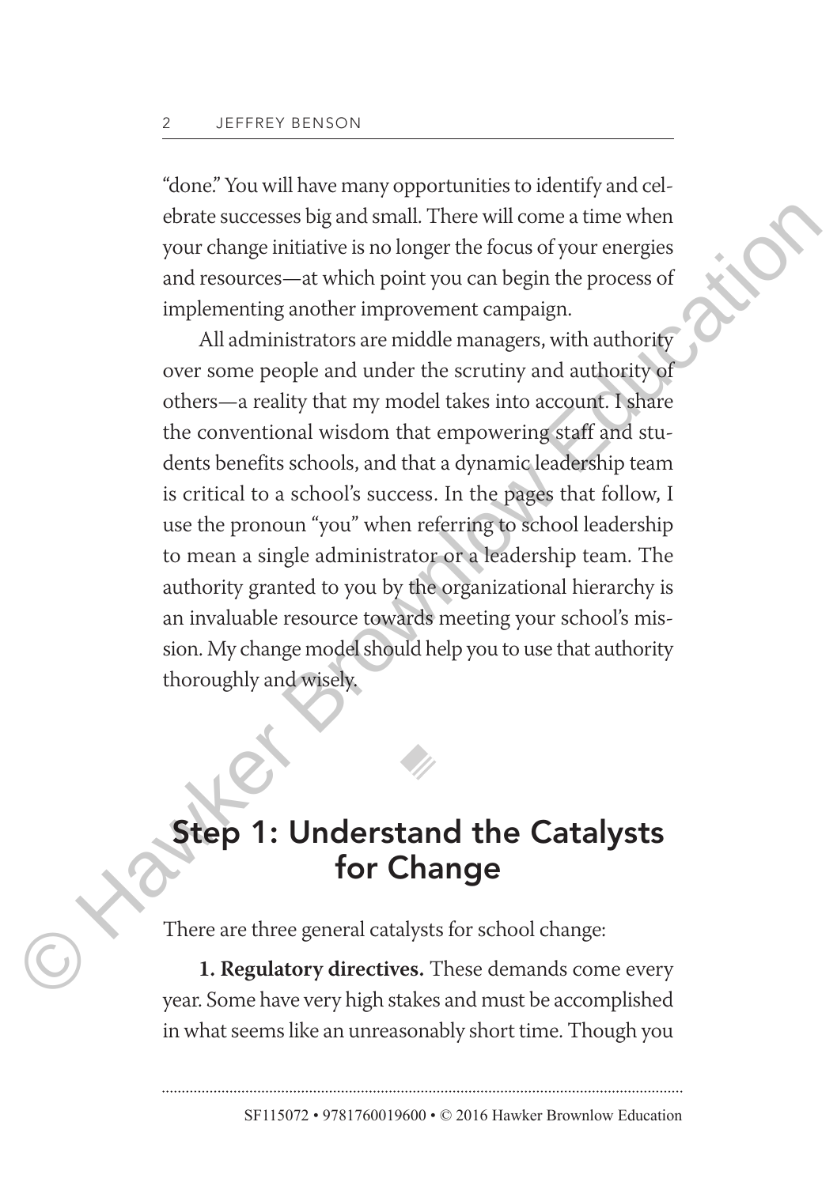"done." You will have many opportunities to identify and celebrate successes big and small. There will come a time when your change initiative is no longer the focus of your energies and resources—at which point you can begin the process of implementing another improvement campaign.

All administrators are middle managers, with authority over some people and under the scrutiny and authority of others—a reality that my model takes into account. I share the conventional wisdom that empowering staff and students benefits schools, and that a dynamic leadership team is critical to a school's success. In the pages that follow, I use the pronoun "you" when referring to school leadership to mean a single administrator or a leadership team. The authority granted to you by the organizational hierarchy is an invaluable resource towards meeting your school's mission. My change model should help you to use that authority thoroughly and wisely.

## Step 1: Understand the Catalysts for Change

There are three general catalysts for school change:

**1. Regulatory directives.** These demands come every year. Some have very high stakes and must be accomplished in what seems like an unreasonably short time. Though you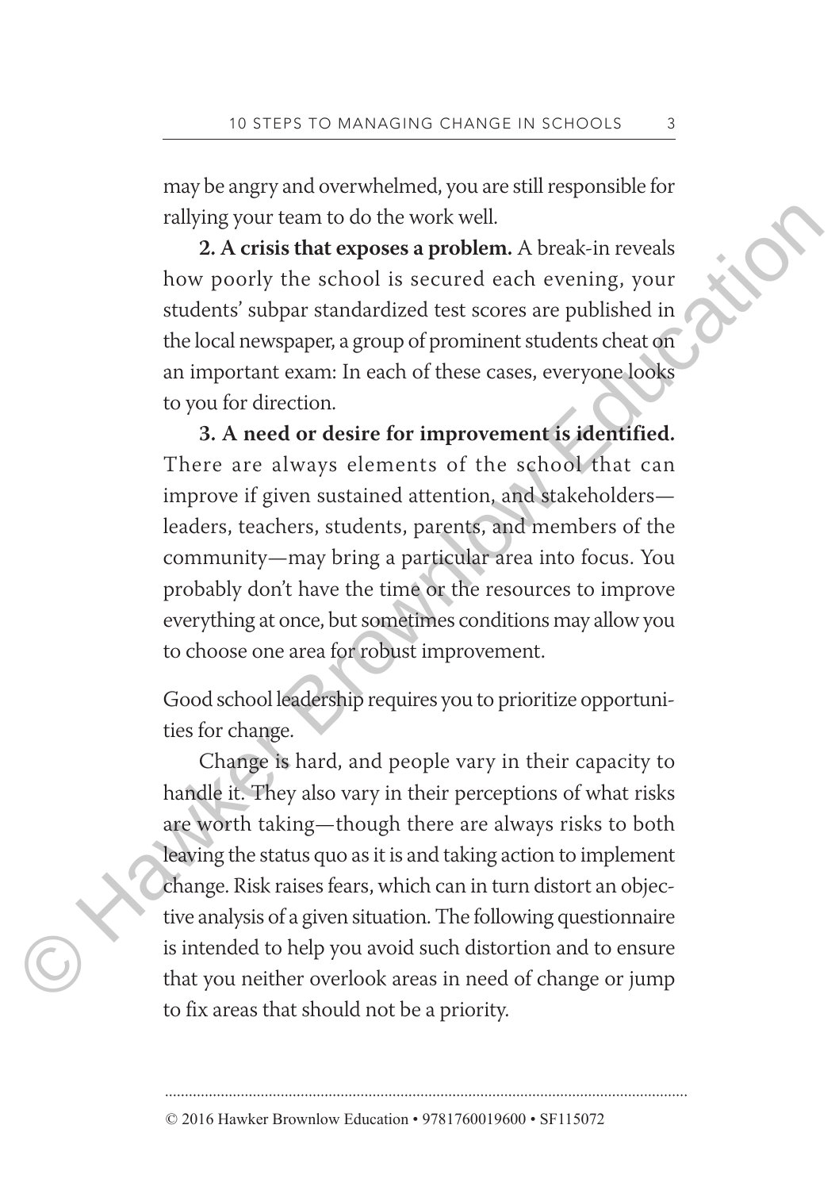may be angry and overwhelmed, you are still responsible for rallying your team to do the work well.

**2. A crisis that exposes a problem.** A break-in reveals how poorly the school is secured each evening, your students' subpar standardized test scores are published in the local newspaper, a group of prominent students cheat on an important exam: In each of these cases, everyone looks to you for direction.

**3. A need or desire for improvement is identified.** There are always elements of the school that can improve if given sustained attention, and stakeholders—leaders, teachers, students, parents, and members of the community—may bring a particular area into focus. You probably don't have the time or the resources to improve everything at once, but sometimes conditions may allow you to choose one area for robust improvement.

Good school leadership requires you to prioritize opportunities for change.

Change is hard, and people vary in their capacity to handle it. They also vary in their perceptions of what risks are worth taking—though there are always risks to both leaving the status quo as it is and taking action to implement change. Risk raises fears, which can in turn distort an objective analysis of a given situation. The following questionnaire is intended to help you avoid such distortion and to ensure that you neither overlook areas in need of change or jump to fix areas that should not be a priority.